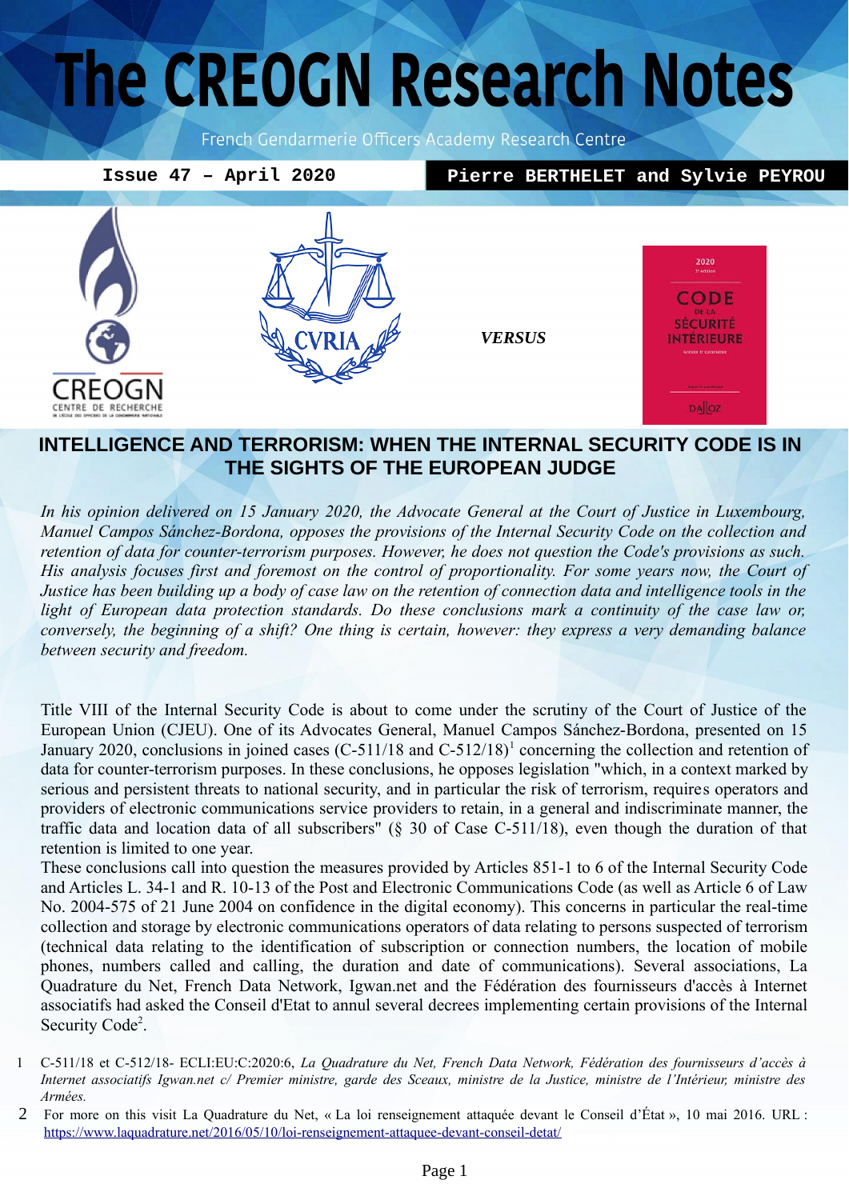# The CREOGN Research Notes

French Gendarmerie Officers Academy Research Centre

**Issue 47 – April 2020** | **Pierre BERTHELET and Sylvie PEYROU**

*VERSUS*

## INTELLIGENCE AND TERRORISM: WHEN THE INTERNAL SECURITY CODE IS IN THE SIGHTS OF THE EUROPEAN JUDGE

*In his opinion delivered on 15 January 2020, the Advocate General at the Court of Justice in Luxembourg, Manuel Campos Sánchez-Bordona, opposes the provisions of the Internal Security Code on the collection and retention of data for counter-terrorism purposes. However, he does not question the Code's provisions as such. His analysis focuses first and foremost on the control of proportionality. For some years now, the Court of Justice has been building up a body of case law on the retention of connection data and intelligence tools in the light of European data protection standards. Do these conclusions mark a continuity of the case law or, conversely, the beginning of a shift? One thing is certain, however: they express a very demanding balance between security and freedom.*

Title VIII of the Internal Security Code is about to come under the scrutiny of the Court of Justice of the European Union (CJEU). One of its Advocates General, Manuel Campos Sánchez-Bordona, presented on 15 January 2020, conclusions in joined cases (C-511/18 and C-512/18)[1] concerning the collection and retention of data for counter-terrorism purposes. In these conclusions, he opposes legislation "which, in a context marked by serious and persistent threats to national security, and in particular the risk of terrorism, requires operators and providers of electronic communications service providers to retain, in a general and indiscriminate manner, the traffic data and location data of all subscribers" (§ 30 of Case C-511/18), even though the duration of that retention is limited to one year.

These conclusions call into question the measures provided by Articles 851-1 to 6 of the Internal Security Code and Articles L. 34-1 and R. 10-13 of the Post and Electronic Communications Code (as well as Article 6 of Law No. 2004-575 of 21 June 2004 on confidence in the digital economy). This concerns in particular the real-time collection and storage by electronic communications operators of data relating to persons suspected of terrorism (technical data relating to the identification of subscription or connection numbers, the location of mobile phones, numbers called and calling, the duration and date of communications). Several associations, La Quadrature du Net, French Data Network, Igwan.net and the Fédération des fournisseurs d'accès à Internet associatifs had asked the Conseil d'Etat to annul several decrees implementing certain provisions of the Internal Security Code[2].

1 C-511/18 et C-512/18- ECLI:EU:C:2020:6, *La Quadrature du Net, French Data Network, Fédération des fournisseurs d'accès à Internet associatifs Igwan.net c/ Premier ministre, garde des Sceaux, ministre de la Justice, ministre de l'Intérieur, ministre des Armées.*

2 For more on this visit La Quadrature du Net, « La loi renseignement attaquée devant le Conseil d'État », 10 mai 2016. URL : https://www.laquadrature.net/2016/05/10/loi-renseignement-attaquee-devant-conseil-detat/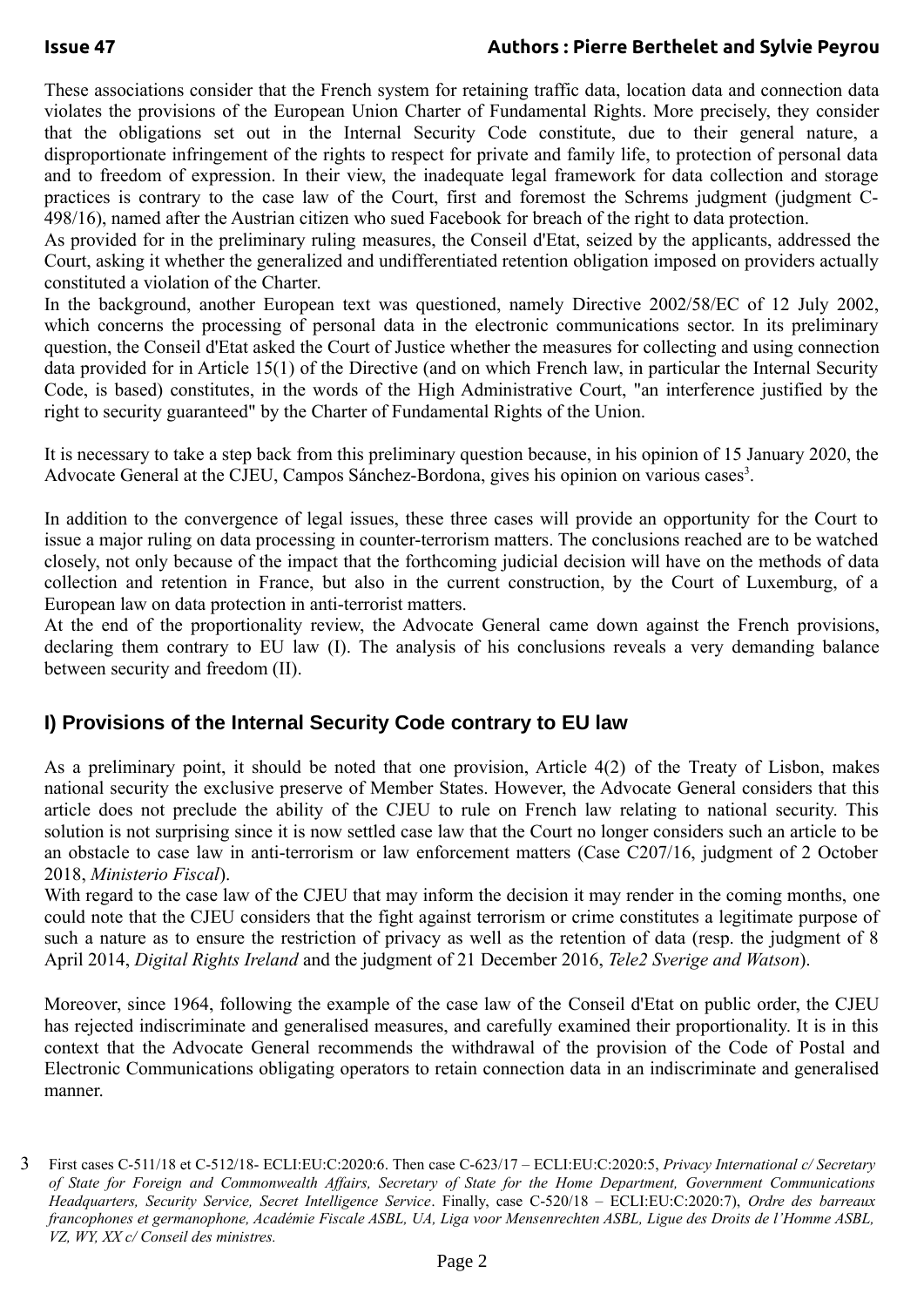These associations consider that the French system for retaining traffic data, location data and connection data violates the provisions of the European Union Charter of Fundamental Rights. More precisely, they consider that the obligations set out in the Internal Security Code constitute, due to their general nature, a disproportionate infringement of the rights to respect for private and family life, to protection of personal data and to freedom of expression. In their view, the inadequate legal framework for data collection and storage practices is contrary to the case law of the Court, first and foremost the Schrems judgment (judgment C-498/16), named after the Austrian citizen who sued Facebook for breach of the right to data protection.

As provided for in the preliminary ruling measures, the Conseil d'Etat, seized by the applicants, addressed the Court, asking it whether the generalized and undifferentiated retention obligation imposed on providers actually constituted a violation of the Charter.

In the background, another European text was questioned, namely Directive 2002/58/EC of 12 July 2002, which concerns the processing of personal data in the electronic communications sector. In its preliminary question, the Conseil d'Etat asked the Court of Justice whether the measures for collecting and using connection data provided for in Article 15(1) of the Directive (and on which French law, in particular the Internal Security Code, is based) constitutes, in the words of the High Administrative Court, "an interference justified by the right to security guaranteed" by the Charter of Fundamental Rights of the Union.

It is necessary to take a step back from this preliminary question because, in his opinion of 15 January 2020, the Advocate General at the CJEU, Campos Sánchez-Bordona, gives his opinion on various cases[3].

In addition to the convergence of legal issues, these three cases will provide an opportunity for the Court to issue a major ruling on data processing in counter-terrorism matters. The conclusions reached are to be watched closely, not only because of the impact that the forthcoming judicial decision will have on the methods of data collection and retention in France, but also in the current construction, by the Court of Luxemburg, of a European law on data protection in anti-terrorist matters.

At the end of the proportionality review, the Advocate General came down against the French provisions, declaring them contrary to EU law (I). The analysis of his conclusions reveals a very demanding balance between security and freedom (II).

## I) Provisions of the Internal Security Code contrary to EU law

As a preliminary point, it should be noted that one provision, Article 4(2) of the Treaty of Lisbon, makes national security the exclusive preserve of Member States. However, the Advocate General considers that this article does not preclude the ability of the CJEU to rule on French law relating to national security. This solution is not surprising since it is now settled case law that the Court no longer considers such an article to be an obstacle to case law in anti-terrorism or law enforcement matters (Case C207/16, judgment of 2 October 2018, *Ministerio Fiscal*).

With regard to the case law of the CJEU that may inform the decision it may render in the coming months, one could note that the CJEU considers that the fight against terrorism or crime constitutes a legitimate purpose of such a nature as to ensure the restriction of privacy as well as the retention of data (resp. the judgment of 8 April 2014, *Digital Rights Ireland* and the judgment of 21 December 2016, *Tele2 Sverige and Watson*).

Moreover, since 1964, following the example of the case law of the Conseil d'Etat on public order, the CJEU has rejected indiscriminate and generalised measures, and carefully examined their proportionality. It is in this context that the Advocate General recommends the withdrawal of the provision of the Code of Postal and Electronic Communications obligating operators to retain connection data in an indiscriminate and generalised manner.

[3] First cases C-511/18 et C-512/18- ECLI:EU:C:2020:6. Then case C-623/17 – ECLI:EU:C:2020:5, *Privacy International c/ Secretary of State for Foreign and Commonwealth Affairs, Secretary of State for the Home Department, Government Communications Headquarters, Security Service, Secret Intelligence Service*. Finally, case C-520/18 – ECLI:EU:C:2020:7), *Ordre des barreaux francophones et germanophone, Académie Fiscale ASBL, UA, Liga voor Mensenrechten ASBL, Ligue des Droits de l'Homme ASBL, VZ, WY, XX c/ Conseil des ministres.*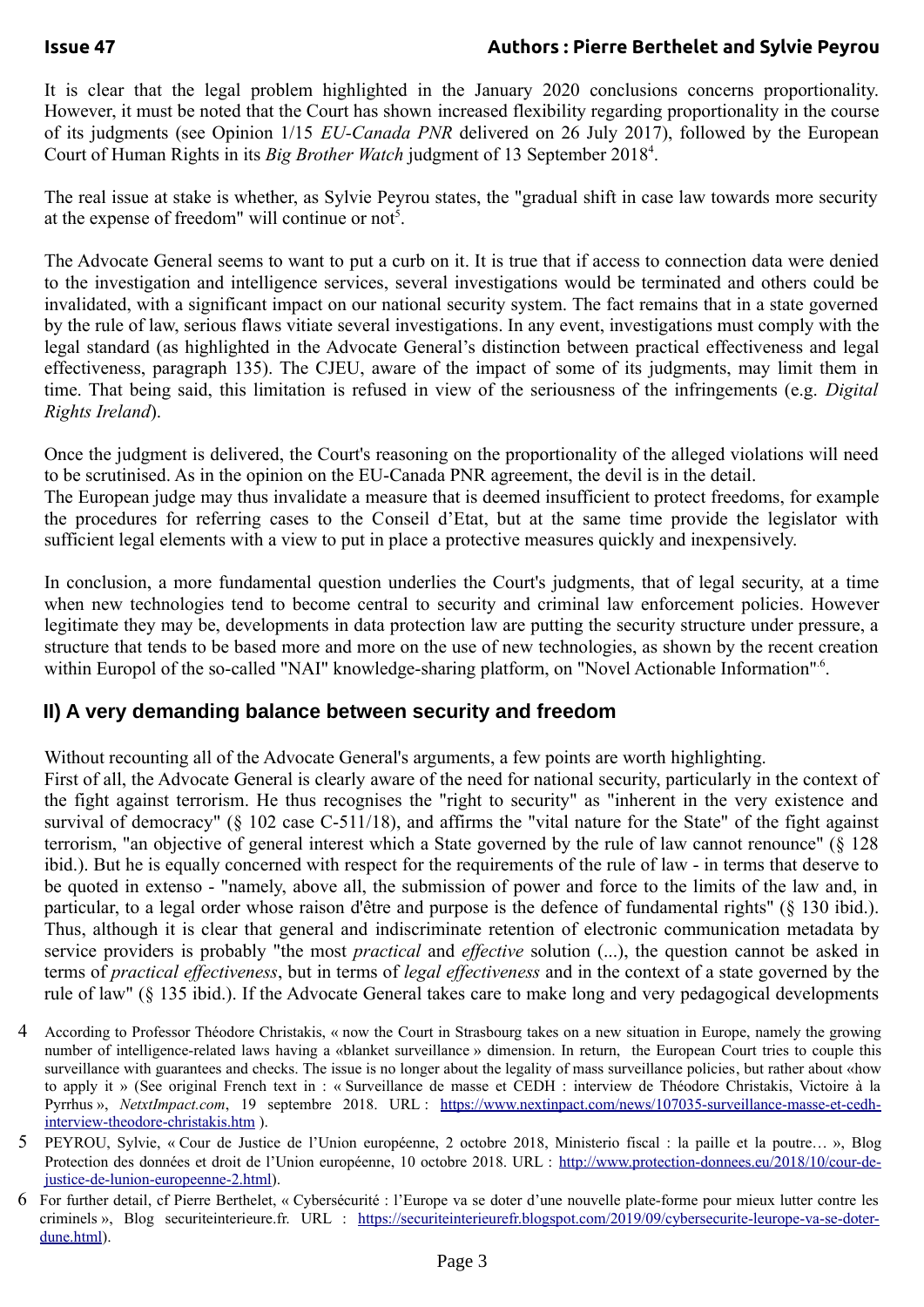It is clear that the legal problem highlighted in the January 2020 conclusions concerns proportionality. However, it must be noted that the Court has shown increased flexibility regarding proportionality in the course of its judgments (see Opinion 1/15 *EU-Canada PNR* delivered on 26 July 2017), followed by the European Court of Human Rights in its *Big Brother Watch* judgment of 13 September 2018[4].

The real issue at stake is whether, as Sylvie Peyrou states, the "gradual shift in case law towards more security at the expense of freedom" will continue or not[5].

The Advocate General seems to want to put a curb on it. It is true that if access to connection data were denied to the investigation and intelligence services, several investigations would be terminated and others could be invalidated, with a significant impact on our national security system. The fact remains that in a state governed by the rule of law, serious flaws vitiate several investigations. In any event, investigations must comply with the legal standard (as highlighted in the Advocate General's distinction between practical effectiveness and legal effectiveness, paragraph 135). The CJEU, aware of the impact of some of its judgments, may limit them in time. That being said, this limitation is refused in view of the seriousness of the infringements (e.g. *Digital Rights Ireland*).

Once the judgment is delivered, the Court's reasoning on the proportionality of the alleged violations will need to be scrutinised. As in the opinion on the EU-Canada PNR agreement, the devil is in the detail.
The European judge may thus invalidate a measure that is deemed insufficient to protect freedoms, for example the procedures for referring cases to the Conseil d'Etat, but at the same time provide the legislator with sufficient legal elements with a view to put in place a protective measures quickly and inexpensively.

In conclusion, a more fundamental question underlies the Court's judgments, that of legal security, at a time when new technologies tend to become central to security and criminal law enforcement policies. However legitimate they may be, developments in data protection law are putting the security structure under pressure, a structure that tends to be based more and more on the use of new technologies, as shown by the recent creation within Europol of the so-called "NAI" knowledge-sharing platform, on "Novel Actionable Information"[6].

## II) A very demanding balance between security and freedom

Without recounting all of the Advocate General's arguments, a few points are worth highlighting.
First of all, the Advocate General is clearly aware of the need for national security, particularly in the context of the fight against terrorism. He thus recognises the "right to security" as "inherent in the very existence and survival of democracy" (§ 102 case C-511/18), and affirms the "vital nature for the State" of the fight against terrorism, "an objective of general interest which a State governed by the rule of law cannot renounce" (§ 128 ibid.). But he is equally concerned with respect for the requirements of the rule of law - in terms that deserve to be quoted in extenso - "namely, above all, the submission of power and force to the limits of the law and, in particular, to a legal order whose raison d'être and purpose is the defence of fundamental rights" (§ 130 ibid.). Thus, although it is clear that general and indiscriminate retention of electronic communication metadata by service providers is probably "the most *practical* and *effective* solution (...), the question cannot be asked in terms of *practical effectiveness*, but in terms of *legal effectiveness* and in the context of a state governed by the rule of law" (§ 135 ibid.). If the Advocate General takes care to make long and very pedagogical developments

---

4 According to Professor Théodore Christakis, « now the Court in Strasbourg takes on a new situation in Europe, namely the growing number of intelligence-related laws having a «blanket surveillance » dimension. In return, the European Court tries to couple this surveillance with guarantees and checks. The issue is no longer about the legality of mass surveillance policies, but rather about «how to apply it » (See original French text in : « Surveillance de masse et CEDH : interview de Théodore Christakis, Victoire à la Pyrrhus », *NetxtImpact.com*, 19 septembre 2018. URL : https://www.nextinpact.com/news/107035-surveillance-masse-et-cedh-interview-theodore-christakis.htm ).

5 PEYROU, Sylvie, « Cour de Justice de l'Union européenne, 2 octobre 2018, Ministerio fiscal : la paille et la poutre… », Blog Protection des données et droit de l'Union européenne, 10 octobre 2018. URL : http://www.protection-donnees.eu/2018/10/cour-de-justice-de-lunion-europeenne-2.html).

6 For further detail, cf Pierre Berthelet, « Cybersécurité : l'Europe va se doter d'une nouvelle plate-forme pour mieux lutter contre les criminels », Blog securiteinterieure.fr. URL : https://securiteinterieurefr.blogspot.com/2019/09/cybersecurite-leurope-va-se-doter-dune.html).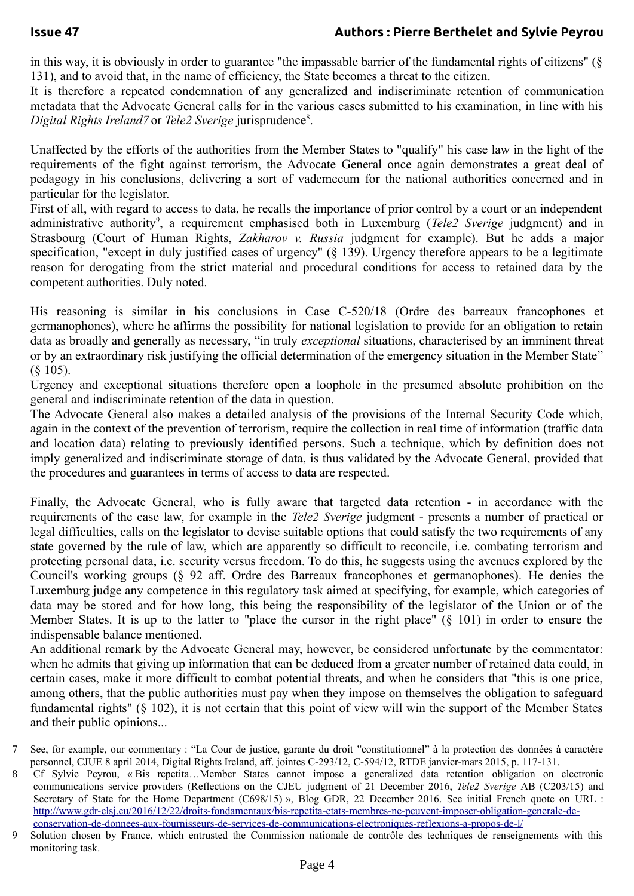in this way, it is obviously in order to guarantee "the impassable barrier of the fundamental rights of citizens" (§ 131), and to avoid that, in the name of efficiency, the State becomes a threat to the citizen.
It is therefore a repeated condemnation of any generalized and indiscriminate retention of communication metadata that the Advocate General calls for in the various cases submitted to his examination, in line with his *Digital Rights Ireland7* or *Tele2 Sverige* jurisprudence[8].

Unaffected by the efforts of the authorities from the Member States to "qualify" his case law in the light of the requirements of the fight against terrorism, the Advocate General once again demonstrates a great deal of pedagogy in his conclusions, delivering a sort of vademecum for the national authorities concerned and in particular for the legislator.
First of all, with regard to access to data, he recalls the importance of prior control by a court or an independent administrative authority[9], a requirement emphasised both in Luxemburg (*Tele2 Sverige* judgment) and in Strasbourg (Court of Human Rights, *Zakharov v. Russia* judgment for example). But he adds a major specification, "except in duly justified cases of urgency" (§ 139). Urgency therefore appears to be a legitimate reason for derogating from the strict material and procedural conditions for access to retained data by the competent authorities. Duly noted.

His reasoning is similar in his conclusions in Case C-520/18 (Ordre des barreaux francophones et germanophones), where he affirms the possibility for national legislation to provide for an obligation to retain data as broadly and generally as necessary, "in truly *exceptional* situations, characterised by an imminent threat or by an extraordinary risk justifying the official determination of the emergency situation in the Member State" (§ 105).
Urgency and exceptional situations therefore open a loophole in the presumed absolute prohibition on the general and indiscriminate retention of the data in question.
The Advocate General also makes a detailed analysis of the provisions of the Internal Security Code which, again in the context of the prevention of terrorism, require the collection in real time of information (traffic data and location data) relating to previously identified persons. Such a technique, which by definition does not imply generalized and indiscriminate storage of data, is thus validated by the Advocate General, provided that the procedures and guarantees in terms of access to data are respected.

Finally, the Advocate General, who is fully aware that targeted data retention - in accordance with the requirements of the case law, for example in the *Tele2 Sverige* judgment - presents a number of practical or legal difficulties, calls on the legislator to devise suitable options that could satisfy the two requirements of any state governed by the rule of law, which are apparently so difficult to reconcile, i.e. combating terrorism and protecting personal data, i.e. security versus freedom. To do this, he suggests using the avenues explored by the Council's working groups (§ 92 aff. Ordre des Barreaux francophones et germanophones). He denies the Luxemburg judge any competence in this regulatory task aimed at specifying, for example, which categories of data may be stored and for how long, this being the responsibility of the legislator of the Union or of the Member States. It is up to the latter to "place the cursor in the right place" (§ 101) in order to ensure the indispensable balance mentioned.
An additional remark by the Advocate General may, however, be considered unfortunate by the commentator: when he admits that giving up information that can be deduced from a greater number of retained data could, in certain cases, make it more difficult to combat potential threats, and when he considers that "this is one price, among others, that the public authorities must pay when they impose on themselves the obligation to safeguard fundamental rights" (§ 102), it is not certain that this point of view will win the support of the Member States and their public opinions...

7 See, for example, our commentary : "La Cour de justice, garante du droit "constitutionnel" à la protection des données à caractère personnel, CJUE 8 april 2014, Digital Rights Ireland, aff. jointes C-293/12, C-594/12, RTDE janvier-mars 2015, p. 117-131.

8 Cf Sylvie Peyrou, « Bis repetita…Member States cannot impose a generalized data retention obligation on electronic communications service providers (Reflections on the CJEU judgment of 21 December 2016, *Tele2 Sverige* AB (C203/15) and Secretary of State for the Home Department (C698/15) », Blog GDR, 22 December 2016. See initial French quote on URL : http://www.gdr-elsj.eu/2016/12/22/droits-fondamentaux/bis-repetita-etats-membres-ne-peuvent-imposer-obligation-generale-de-conservation-de-donnees-aux-fournisseurs-de-services-de-communications-electroniques-reflexions-a-propos-de-l/

9 Solution chosen by France, which entrusted the Commission nationale de contrôle des techniques de renseignements with this monitoring task.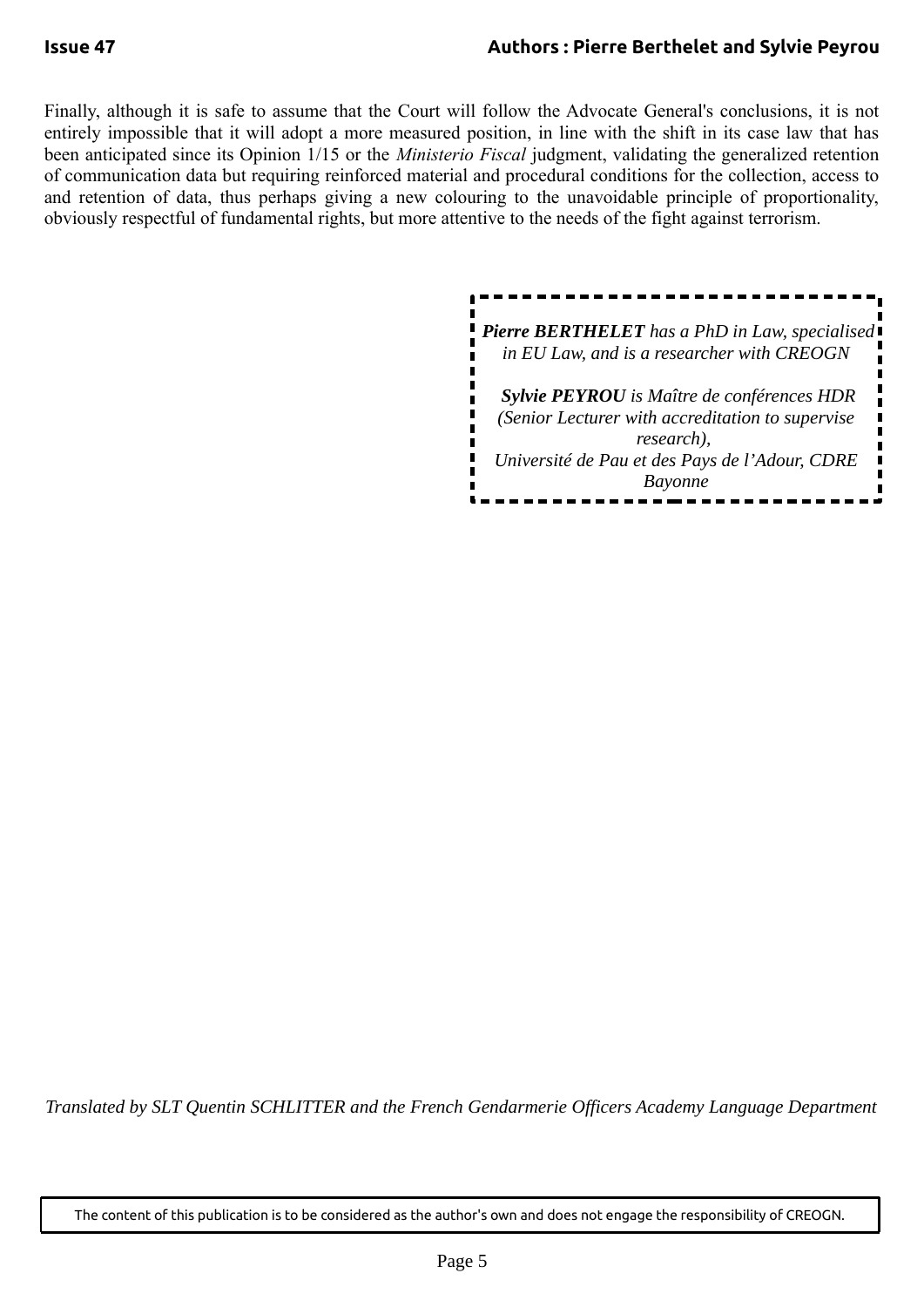Finally, although it is safe to assume that the Court will follow the Advocate General's conclusions, it is not entirely impossible that it will adopt a more measured position, in line with the shift in its case law that has been anticipated since its Opinion 1/15 or the *Ministerio Fiscal* judgment, validating the generalized retention of communication data but requiring reinforced material and procedural conditions for the collection, access to and retention of data, thus perhaps giving a new colouring to the unavoidable principle of proportionality, obviously respectful of fundamental rights, but more attentive to the needs of the fight against terrorism.

***Pierre BERTHELET** has a PhD in Law, specialised in EU Law, and is a researcher with CREOGN*

***Sylvie PEYROU** is Maître de conférences HDR (Senior Lecturer with accreditation to supervise research),*
*Université de Pau et des Pays de l'Adour, CDRE Bayonne*

*Translated by SLT Quentin SCHLITTER and the French Gendarmerie Officers Academy Language Department*

The content of this publication is to be considered as the author's own and does not engage the responsibility of CREOGN.